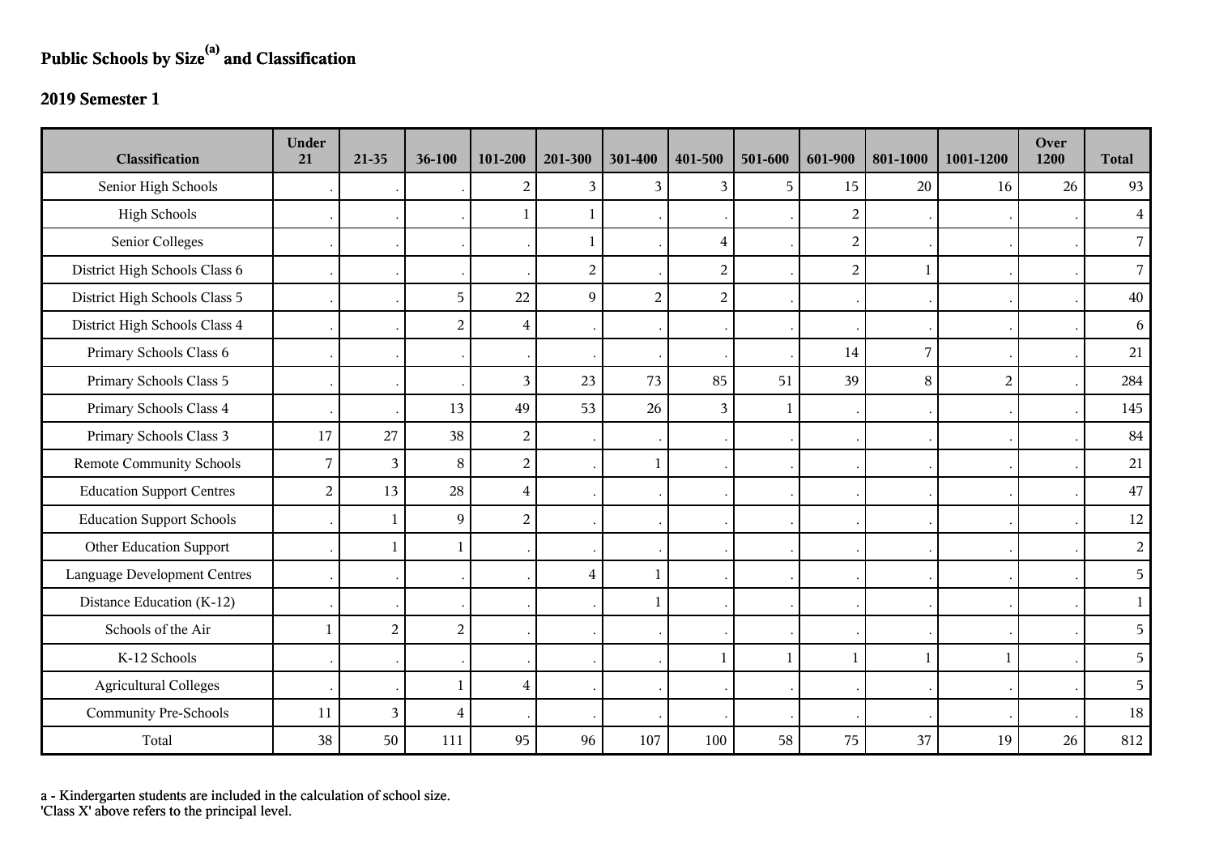# Public Schools by Size[a] and Classification

## 2019 Semester 1

| Classification | Under 21 | 21-35 | 36-100 | 101-200 | 201-300 | 301-400 | 401-500 | 501-600 | 601-900 | 801-1000 | 1001-1200 | Over 1200 | Total |
|---|---|---|---|---|---|---|---|---|---|---|---|---|---|
| Senior High Schools | . | . | . | 2 | 3 | 3 | 3 | 5 | 15 | 20 | 16 | 26 | 93 |
| High Schools | . | . | . | 1 | 1 | . | . | . | 2 | . | . | . | 4 |
| Senior Colleges | . | . | . | . | 1 | . | 4 | . | 2 | . | . | . | 7 |
| District High Schools Class 6 | . | . | . | . | 2 | . | 2 | . | 2 | 1 | . | . | 7 |
| District High Schools Class 5 | . | . | 5 | 22 | 9 | 2 | 2 | . | . | . | . | . | 40 |
| District High Schools Class 4 | . | . | 2 | 4 | . | . | . | . | . | . | . | . | 6 |
| Primary Schools Class 6 | . | . | . | . | . | . | . | . | 14 | 7 | . | . | 21 |
| Primary Schools Class 5 | . | . | . | 3 | 23 | 73 | 85 | 51 | 39 | 8 | 2 | . | 284 |
| Primary Schools Class 4 | . | . | 13 | 49 | 53 | 26 | 3 | 1 | . | . | . | . | 145 |
| Primary Schools Class 3 | 17 | 27 | 38 | 2 | . | . | . | . | . | . | . | . | 84 |
| Remote Community Schools | 7 | 3 | 8 | 2 | . | 1 | . | . | . | . | . | . | 21 |
| Education Support Centres | 2 | 13 | 28 | 4 | . | . | . | . | . | . | . | . | 47 |
| Education Support Schools | . | 1 | 9 | 2 | . | . | . | . | . | . | . | . | 12 |
| Other Education Support | . | 1 | 1 | . | . | . | . | . | . | . | . | . | 2 |
| Language Development Centres | . | . | . | . | 4 | 1 | . | . | . | . | . | . | 5 |
| Distance Education (K-12) | . | . | . | . | . | 1 | . | . | . | . | . | . | 1 |
| Schools of the Air | 1 | 2 | 2 | . | . | . | . | . | . | . | . | . | 5 |
| K-12 Schools | . | . | . | . | . | . | 1 | 1 | 1 | 1 | 1 | . | 5 |
| Agricultural Colleges | . | . | 1 | 4 | . | . | . | . | . | . | . | . | 5 |
| Community Pre-Schools | 11 | 3 | 4 | . | . | . | . | . | . | . | . | . | 18 |
| Total | 38 | 50 | 111 | 95 | 96 | 107 | 100 | 58 | 75 | 37 | 19 | 26 | 812 |

a - Kindergarten students are included in the calculation of school size.
'Class X' above refers to the principal level.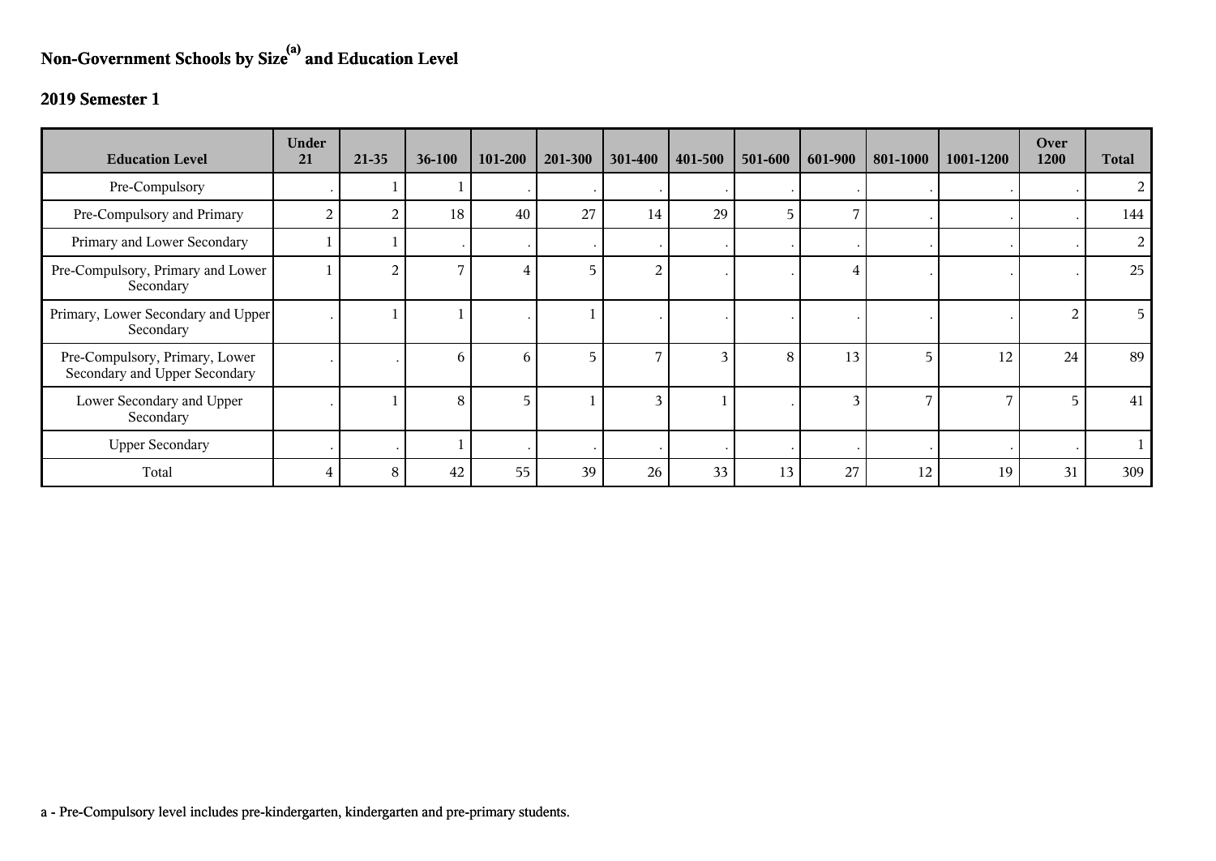# Non-Government Schools by Size[(a)] and Education Level

## 2019 Semester 1

| Education Level | Under 21 | 21-35 | 36-100 | 101-200 | 201-300 | 301-400 | 401-500 | 501-600 | 601-900 | 801-1000 | 1001-1200 | Over 1200 | Total |
|---|---|---|---|---|---|---|---|---|---|---|---|---|---|
| Pre-Compulsory | . | 1 | 1 | . | . | . | . | . | . | . | . | . | 2 |
| Pre-Compulsory and Primary | 2 | 2 | 18 | 40 | 27 | 14 | 29 | 5 | 7 | . | . | . | 144 |
| Primary and Lower Secondary | 1 | 1 | . | . | . | . | . | . | . | . | . | . | 2 |
| Pre-Compulsory, Primary and Lower Secondary | 1 | 2 | 7 | 4 | 5 | 2 | . | . | 4 | . | . | . | 25 |
| Primary, Lower Secondary and Upper Secondary | . | 1 | 1 | . | 1 | . | . | . | . | . | . | 2 | 5 |
| Pre-Compulsory, Primary, Lower Secondary and Upper Secondary | . | . | 6 | 6 | 5 | 7 | 3 | 8 | 13 | 5 | 12 | 24 | 89 |
| Lower Secondary and Upper Secondary | . | 1 | 8 | 5 | 1 | 3 | 1 | . | 3 | 7 | 7 | 5 | 41 |
| Upper Secondary | . | . | 1 | . | . | . | . | . | . | . | . | . | 1 |
| Total | 4 | 8 | 42 | 55 | 39 | 26 | 33 | 13 | 27 | 12 | 19 | 31 | 309 |

a - Pre-Compulsory level includes pre-kindergarten, kindergarten and pre-primary students.